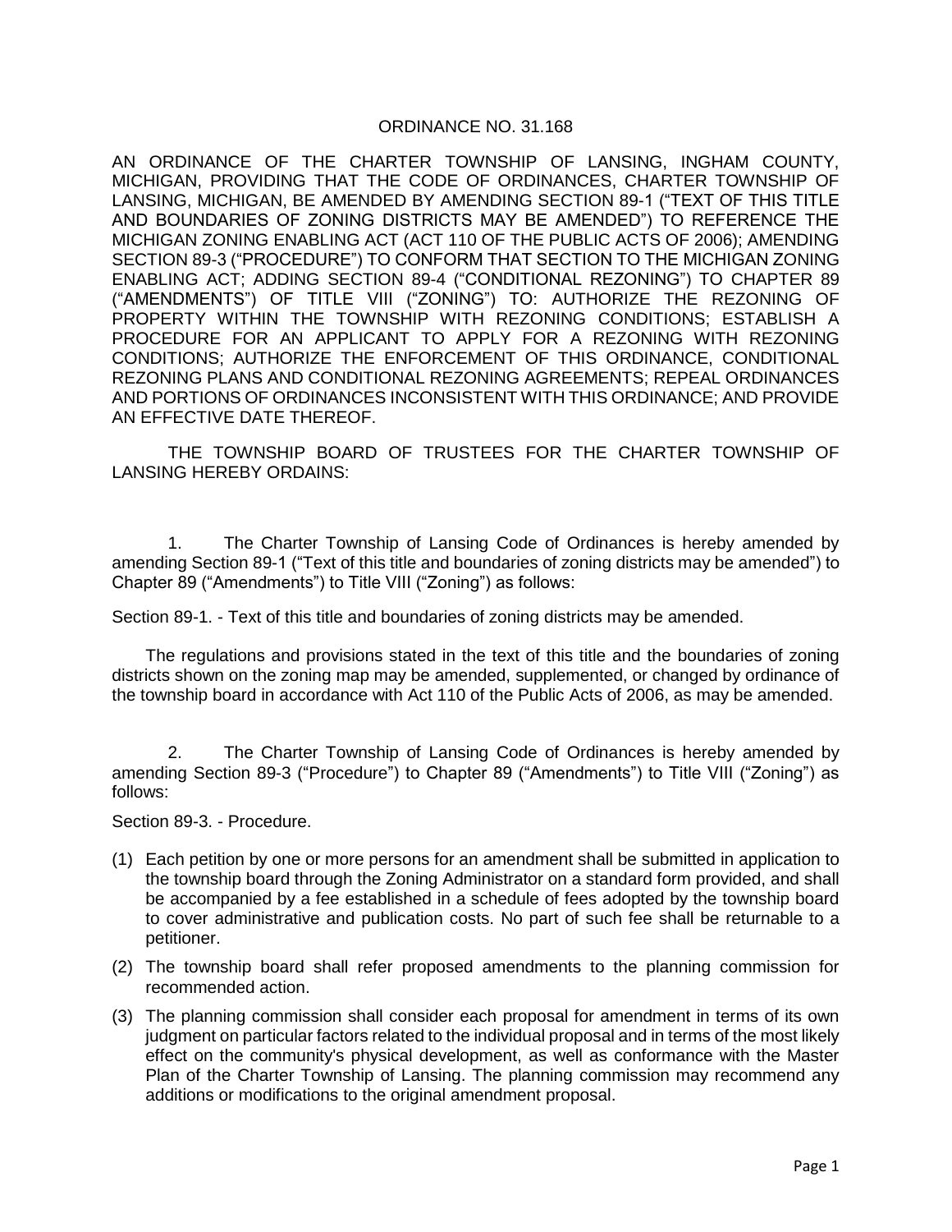# ORDINANCE NO. 31.168

AN ORDINANCE OF THE CHARTER TOWNSHIP OF LANSING, INGHAM COUNTY, MICHIGAN, PROVIDING THAT THE CODE OF ORDINANCES, CHARTER TOWNSHIP OF LANSING, MICHIGAN, BE AMENDED BY AMENDING SECTION 89-1 ("TEXT OF THIS TITLE AND BOUNDARIES OF ZONING DISTRICTS MAY BE AMENDED") TO REFERENCE THE MICHIGAN ZONING ENABLING ACT (ACT 110 OF THE PUBLIC ACTS OF 2006); AMENDING SECTION 89-3 ("PROCEDURE") TO CONFORM THAT SECTION TO THE MICHIGAN ZONING ENABLING ACT; ADDING SECTION 89-4 ("CONDITIONAL REZONING") TO CHAPTER 89 ("AMENDMENTS") OF TITLE VIII ("ZONING") TO: AUTHORIZE THE REZONING OF PROPERTY WITHIN THE TOWNSHIP WITH REZONING CONDITIONS; ESTABLISH A PROCEDURE FOR AN APPLICANT TO APPLY FOR A REZONING WITH REZONING CONDITIONS; AUTHORIZE THE ENFORCEMENT OF THIS ORDINANCE, CONDITIONAL REZONING PLANS AND CONDITIONAL REZONING AGREEMENTS; REPEAL ORDINANCES AND PORTIONS OF ORDINANCES INCONSISTENT WITH THIS ORDINANCE; AND PROVIDE AN EFFECTIVE DATE THEREOF.

THE TOWNSHIP BOARD OF TRUSTEES FOR THE CHARTER TOWNSHIP OF LANSING HEREBY ORDAINS:

1. The Charter Township of Lansing Code of Ordinances is hereby amended by amending Section 89-1 ("Text of this title and boundaries of zoning districts may be amended") to Chapter 89 ("Amendments") to Title VIII ("Zoning") as follows:

Section 89-1. - Text of this title and boundaries of zoning districts may be amended.

The regulations and provisions stated in the text of this title and the boundaries of zoning districts shown on the zoning map may be amended, supplemented, or changed by ordinance of the township board in accordance with Act 110 of the Public Acts of 2006, as may be amended.

2. The Charter Township of Lansing Code of Ordinances is hereby amended by amending Section 89-3 ("Procedure") to Chapter 89 ("Amendments") to Title VIII ("Zoning") as follows:

Section 89-3. - Procedure.

(1) Each petition by one or more persons for an amendment shall be submitted in application to the township board through the Zoning Administrator on a standard form provided, and shall be accompanied by a fee established in a schedule of fees adopted by the township board to cover administrative and publication costs. No part of such fee shall be returnable to a petitioner.

(2) The township board shall refer proposed amendments to the planning commission for recommended action.

(3) The planning commission shall consider each proposal for amendment in terms of its own judgment on particular factors related to the individual proposal and in terms of the most likely effect on the community's physical development, as well as conformance with the Master Plan of the Charter Township of Lansing. The planning commission may recommend any additions or modifications to the original amendment proposal.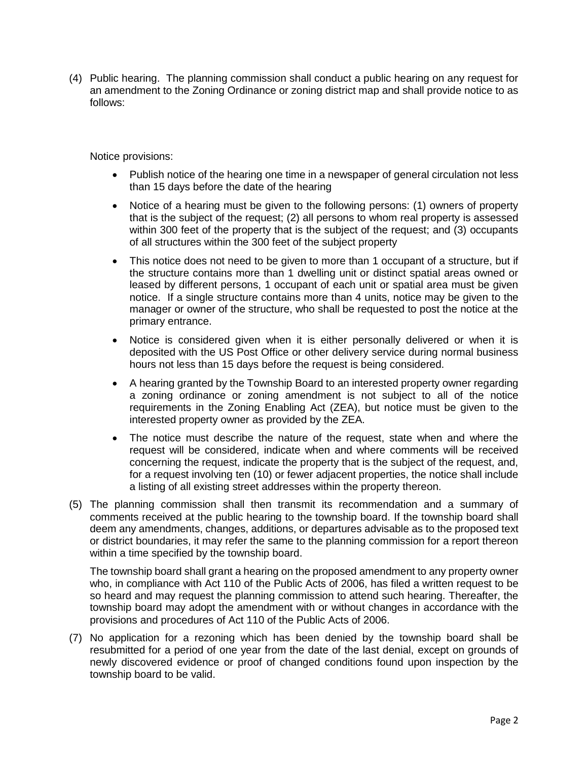(4) Public hearing. The planning commission shall conduct a public hearing on any request for an amendment to the Zoning Ordinance or zoning district map and shall provide notice to as follows:

Notice provisions:

- Publish notice of the hearing one time in a newspaper of general circulation not less than 15 days before the date of the hearing
- Notice of a hearing must be given to the following persons: (1) owners of property that is the subject of the request; (2) all persons to whom real property is assessed within 300 feet of the property that is the subject of the request; and (3) occupants of all structures within the 300 feet of the subject property
- This notice does not need to be given to more than 1 occupant of a structure, but if the structure contains more than 1 dwelling unit or distinct spatial areas owned or leased by different persons, 1 occupant of each unit or spatial area must be given notice. If a single structure contains more than 4 units, notice may be given to the manager or owner of the structure, who shall be requested to post the notice at the primary entrance.
- Notice is considered given when it is either personally delivered or when it is deposited with the US Post Office or other delivery service during normal business hours not less than 15 days before the request is being considered.
- A hearing granted by the Township Board to an interested property owner regarding a zoning ordinance or zoning amendment is not subject to all of the notice requirements in the Zoning Enabling Act (ZEA), but notice must be given to the interested property owner as provided by the ZEA.
- The notice must describe the nature of the request, state when and where the request will be considered, indicate when and where comments will be received concerning the request, indicate the property that is the subject of the request, and, for a request involving ten (10) or fewer adjacent properties, the notice shall include a listing of all existing street addresses within the property thereon.

(5) The planning commission shall then transmit its recommendation and a summary of comments received at the public hearing to the township board. If the township board shall deem any amendments, changes, additions, or departures advisable as to the proposed text or district boundaries, it may refer the same to the planning commission for a report thereon within a time specified by the township board.

The township board shall grant a hearing on the proposed amendment to any property owner who, in compliance with Act 110 of the Public Acts of 2006, has filed a written request to be so heard and may request the planning commission to attend such hearing. Thereafter, the township board may adopt the amendment with or without changes in accordance with the provisions and procedures of Act 110 of the Public Acts of 2006.

(7) No application for a rezoning which has been denied by the township board shall be resubmitted for a period of one year from the date of the last denial, except on grounds of newly discovered evidence or proof of changed conditions found upon inspection by the township board to be valid.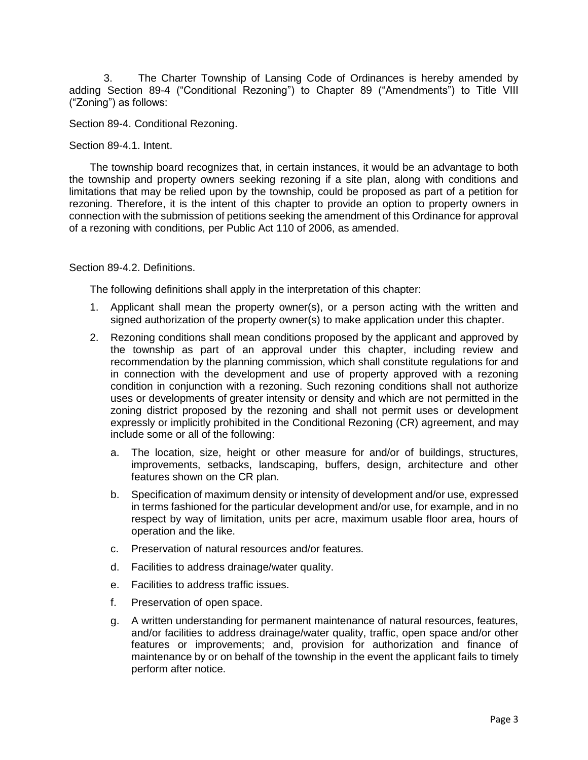3. The Charter Township of Lansing Code of Ordinances is hereby amended by adding Section 89-4 ("Conditional Rezoning") to Chapter 89 ("Amendments") to Title VIII ("Zoning") as follows:

Section 89-4. Conditional Rezoning.

Section 89-4.1. Intent.

The township board recognizes that, in certain instances, it would be an advantage to both the township and property owners seeking rezoning if a site plan, along with conditions and limitations that may be relied upon by the township, could be proposed as part of a petition for rezoning. Therefore, it is the intent of this chapter to provide an option to property owners in connection with the submission of petitions seeking the amendment of this Ordinance for approval of a rezoning with conditions, per Public Act 110 of 2006, as amended.

Section 89-4.2. Definitions.

The following definitions shall apply in the interpretation of this chapter:

1. Applicant shall mean the property owner(s), or a person acting with the written and signed authorization of the property owner(s) to make application under this chapter.
2. Rezoning conditions shall mean conditions proposed by the applicant and approved by the township as part of an approval under this chapter, including review and recommendation by the planning commission, which shall constitute regulations for and in connection with the development and use of property approved with a rezoning condition in conjunction with a rezoning. Such rezoning conditions shall not authorize uses or developments of greater intensity or density and which are not permitted in the zoning district proposed by the rezoning and shall not permit uses or development expressly or implicitly prohibited in the Conditional Rezoning (CR) agreement, and may include some or all of the following:
   a. The location, size, height or other measure for and/or of buildings, structures, improvements, setbacks, landscaping, buffers, design, architecture and other features shown on the CR plan.
   b. Specification of maximum density or intensity of development and/or use, expressed in terms fashioned for the particular development and/or use, for example, and in no respect by way of limitation, units per acre, maximum usable floor area, hours of operation and the like.
   c. Preservation of natural resources and/or features.
   d. Facilities to address drainage/water quality.
   e. Facilities to address traffic issues.
   f. Preservation of open space.
   g. A written understanding for permanent maintenance of natural resources, features, and/or facilities to address drainage/water quality, traffic, open space and/or other features or improvements; and, provision for authorization and finance of maintenance by or on behalf of the township in the event the applicant fails to timely perform after notice.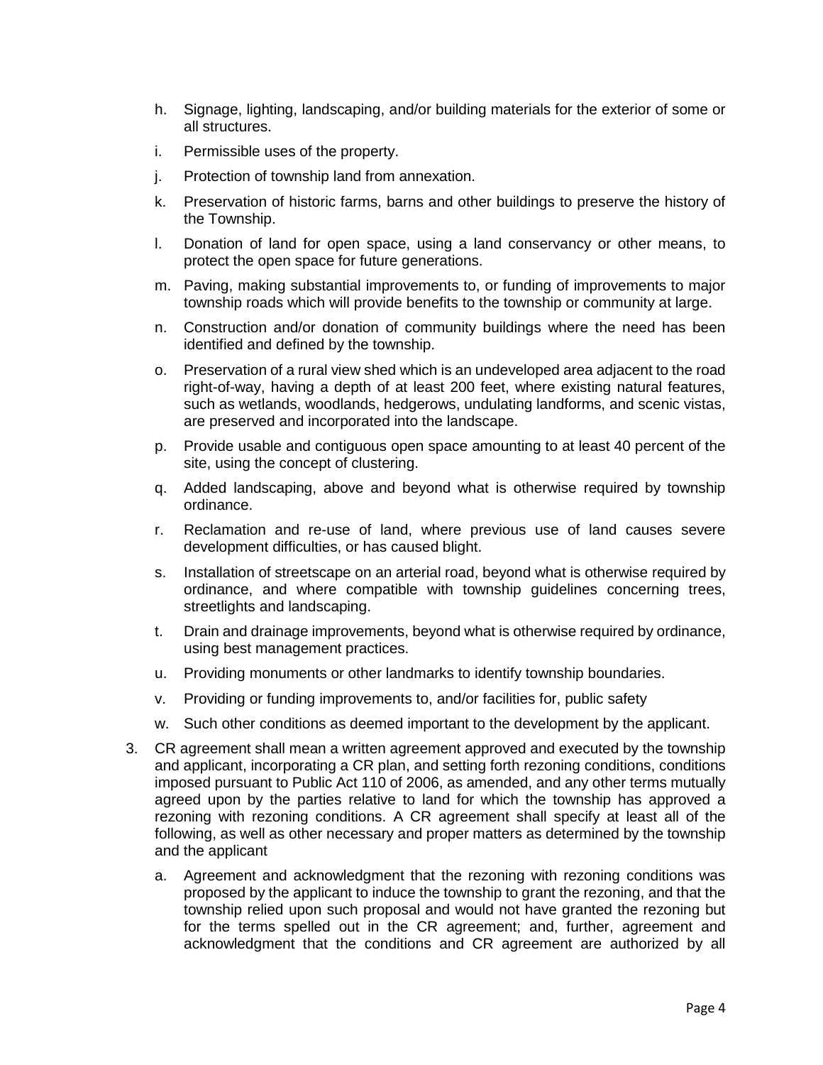h. Signage, lighting, landscaping, and/or building materials for the exterior of some or all structures.

i. Permissible uses of the property.

j. Protection of township land from annexation.

k. Preservation of historic farms, barns and other buildings to preserve the history of the Township.

l. Donation of land for open space, using a land conservancy or other means, to protect the open space for future generations.

m. Paving, making substantial improvements to, or funding of improvements to major township roads which will provide benefits to the township or community at large.

n. Construction and/or donation of community buildings where the need has been identified and defined by the township.

o. Preservation of a rural view shed which is an undeveloped area adjacent to the road right-of-way, having a depth of at least 200 feet, where existing natural features, such as wetlands, woodlands, hedgerows, undulating landforms, and scenic vistas, are preserved and incorporated into the landscape.

p. Provide usable and contiguous open space amounting to at least 40 percent of the site, using the concept of clustering.

q. Added landscaping, above and beyond what is otherwise required by township ordinance.

r. Reclamation and re-use of land, where previous use of land causes severe development difficulties, or has caused blight.

s. Installation of streetscape on an arterial road, beyond what is otherwise required by ordinance, and where compatible with township guidelines concerning trees, streetlights and landscaping.

t. Drain and drainage improvements, beyond what is otherwise required by ordinance, using best management practices.

u. Providing monuments or other landmarks to identify township boundaries.

v. Providing or funding improvements to, and/or facilities for, public safety

w. Such other conditions as deemed important to the development by the applicant.

3. CR agreement shall mean a written agreement approved and executed by the township and applicant, incorporating a CR plan, and setting forth rezoning conditions, conditions imposed pursuant to Public Act 110 of 2006, as amended, and any other terms mutually agreed upon by the parties relative to land for which the township has approved a rezoning with rezoning conditions. A CR agreement shall specify at least all of the following, as well as other necessary and proper matters as determined by the township and the applicant

   a. Agreement and acknowledgment that the rezoning with rezoning conditions was proposed by the applicant to induce the township to grant the rezoning, and that the township relied upon such proposal and would not have granted the rezoning but for the terms spelled out in the CR agreement; and, further, agreement and acknowledgment that the conditions and CR agreement are authorized by all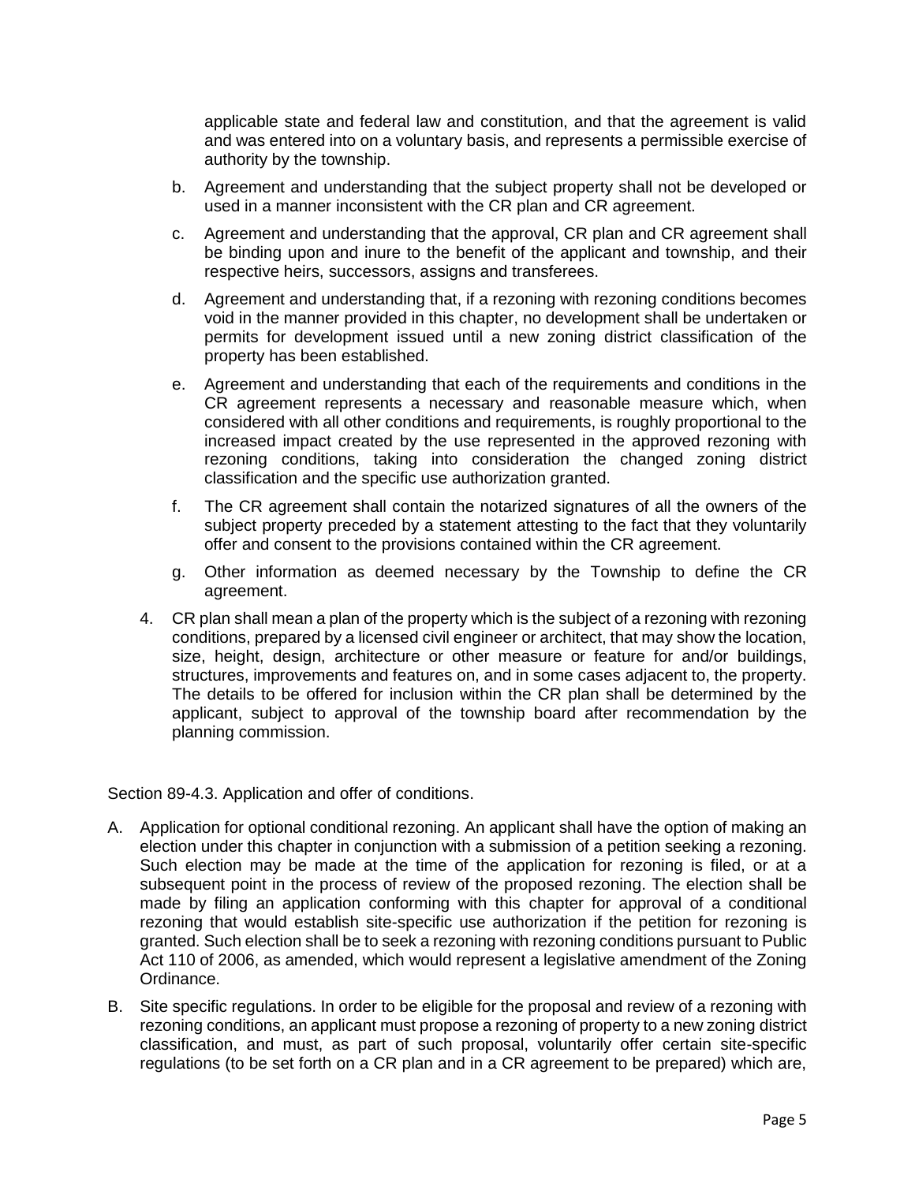applicable state and federal law and constitution, and that the agreement is valid and was entered into on a voluntary basis, and represents a permissible exercise of authority by the township.

b. Agreement and understanding that the subject property shall not be developed or used in a manner inconsistent with the CR plan and CR agreement.

c. Agreement and understanding that the approval, CR plan and CR agreement shall be binding upon and inure to the benefit of the applicant and township, and their respective heirs, successors, assigns and transferees.

d. Agreement and understanding that, if a rezoning with rezoning conditions becomes void in the manner provided in this chapter, no development shall be undertaken or permits for development issued until a new zoning district classification of the property has been established.

e. Agreement and understanding that each of the requirements and conditions in the CR agreement represents a necessary and reasonable measure which, when considered with all other conditions and requirements, is roughly proportional to the increased impact created by the use represented in the approved rezoning with rezoning conditions, taking into consideration the changed zoning district classification and the specific use authorization granted.

f. The CR agreement shall contain the notarized signatures of all the owners of the subject property preceded by a statement attesting to the fact that they voluntarily offer and consent to the provisions contained within the CR agreement.

g. Other information as deemed necessary by the Township to define the CR agreement.

4. CR plan shall mean a plan of the property which is the subject of a rezoning with rezoning conditions, prepared by a licensed civil engineer or architect, that may show the location, size, height, design, architecture or other measure or feature for and/or buildings, structures, improvements and features on, and in some cases adjacent to, the property. The details to be offered for inclusion within the CR plan shall be determined by the applicant, subject to approval of the township board after recommendation by the planning commission.

Section 89-4.3. Application and offer of conditions.

A. Application for optional conditional rezoning. An applicant shall have the option of making an election under this chapter in conjunction with a submission of a petition seeking a rezoning. Such election may be made at the time of the application for rezoning is filed, or at a subsequent point in the process of review of the proposed rezoning. The election shall be made by filing an application conforming with this chapter for approval of a conditional rezoning that would establish site-specific use authorization if the petition for rezoning is granted. Such election shall be to seek a rezoning with rezoning conditions pursuant to Public Act 110 of 2006, as amended, which would represent a legislative amendment of the Zoning Ordinance.

B. Site specific regulations. In order to be eligible for the proposal and review of a rezoning with rezoning conditions, an applicant must propose a rezoning of property to a new zoning district classification, and must, as part of such proposal, voluntarily offer certain site-specific regulations (to be set forth on a CR plan and in a CR agreement to be prepared) which are,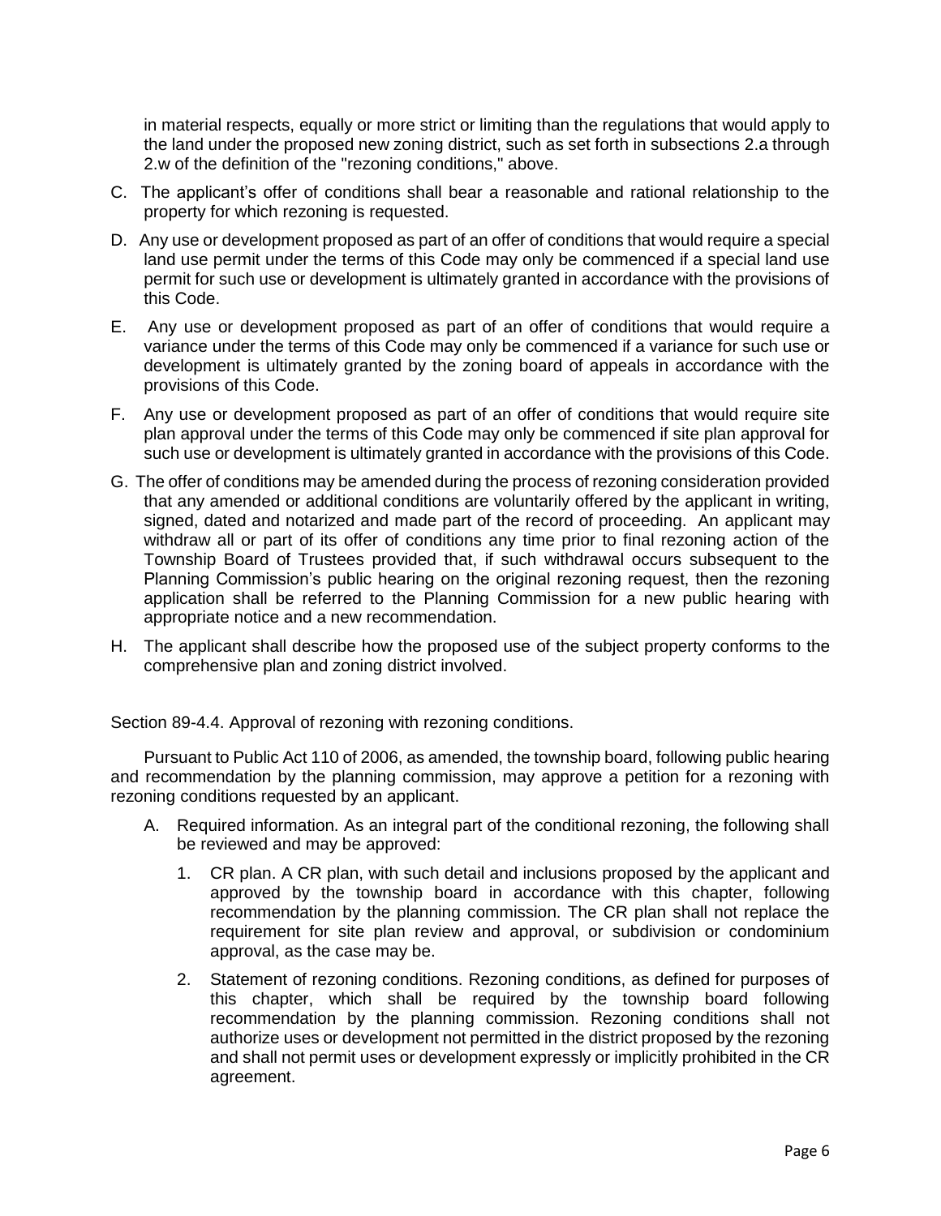in material respects, equally or more strict or limiting than the regulations that would apply to the land under the proposed new zoning district, such as set forth in subsections 2.a through 2.w of the definition of the "rezoning conditions," above.

C. The applicant's offer of conditions shall bear a reasonable and rational relationship to the property for which rezoning is requested.

D. Any use or development proposed as part of an offer of conditions that would require a special land use permit under the terms of this Code may only be commenced if a special land use permit for such use or development is ultimately granted in accordance with the provisions of this Code.

E. Any use or development proposed as part of an offer of conditions that would require a variance under the terms of this Code may only be commenced if a variance for such use or development is ultimately granted by the zoning board of appeals in accordance with the provisions of this Code.

F. Any use or development proposed as part of an offer of conditions that would require site plan approval under the terms of this Code may only be commenced if site plan approval for such use or development is ultimately granted in accordance with the provisions of this Code.

G. The offer of conditions may be amended during the process of rezoning consideration provided that any amended or additional conditions are voluntarily offered by the applicant in writing, signed, dated and notarized and made part of the record of proceeding. An applicant may withdraw all or part of its offer of conditions any time prior to final rezoning action of the Township Board of Trustees provided that, if such withdrawal occurs subsequent to the Planning Commission's public hearing on the original rezoning request, then the rezoning application shall be referred to the Planning Commission for a new public hearing with appropriate notice and a new recommendation.

H. The applicant shall describe how the proposed use of the subject property conforms to the comprehensive plan and zoning district involved.

Section 89-4.4. Approval of rezoning with rezoning conditions.

Pursuant to Public Act 110 of 2006, as amended, the township board, following public hearing and recommendation by the planning commission, may approve a petition for a rezoning with rezoning conditions requested by an applicant.

A. Required information. As an integral part of the conditional rezoning, the following shall be reviewed and may be approved:

   1. CR plan. A CR plan, with such detail and inclusions proposed by the applicant and approved by the township board in accordance with this chapter, following recommendation by the planning commission. The CR plan shall not replace the requirement for site plan review and approval, or subdivision or condominium approval, as the case may be.

   2. Statement of rezoning conditions. Rezoning conditions, as defined for purposes of this chapter, which shall be required by the township board following recommendation by the planning commission. Rezoning conditions shall not authorize uses or development not permitted in the district proposed by the rezoning and shall not permit uses or development expressly or implicitly prohibited in the CR agreement.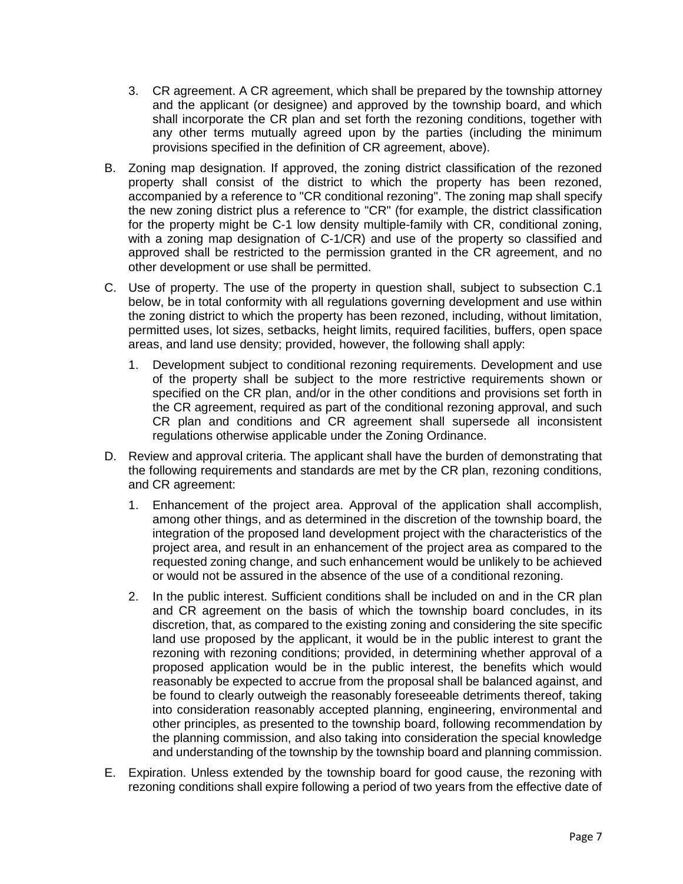3. CR agreement. A CR agreement, which shall be prepared by the township attorney and the applicant (or designee) and approved by the township board, and which shall incorporate the CR plan and set forth the rezoning conditions, together with any other terms mutually agreed upon by the parties (including the minimum provisions specified in the definition of CR agreement, above).

B. Zoning map designation. If approved, the zoning district classification of the rezoned property shall consist of the district to which the property has been rezoned, accompanied by a reference to "CR conditional rezoning". The zoning map shall specify the new zoning district plus a reference to "CR" (for example, the district classification for the property might be C-1 low density multiple-family with CR, conditional zoning, with a zoning map designation of C-1/CR) and use of the property so classified and approved shall be restricted to the permission granted in the CR agreement, and no other development or use shall be permitted.

C. Use of property. The use of the property in question shall, subject to subsection C.1 below, be in total conformity with all regulations governing development and use within the zoning district to which the property has been rezoned, including, without limitation, permitted uses, lot sizes, setbacks, height limits, required facilities, buffers, open space areas, and land use density; provided, however, the following shall apply:

   1. Development subject to conditional rezoning requirements. Development and use of the property shall be subject to the more restrictive requirements shown or specified on the CR plan, and/or in the other conditions and provisions set forth in the CR agreement, required as part of the conditional rezoning approval, and such CR plan and conditions and CR agreement shall supersede all inconsistent regulations otherwise applicable under the Zoning Ordinance.

D. Review and approval criteria. The applicant shall have the burden of demonstrating that the following requirements and standards are met by the CR plan, rezoning conditions, and CR agreement:

   1. Enhancement of the project area. Approval of the application shall accomplish, among other things, and as determined in the discretion of the township board, the integration of the proposed land development project with the characteristics of the project area, and result in an enhancement of the project area as compared to the requested zoning change, and such enhancement would be unlikely to be achieved or would not be assured in the absence of the use of a conditional rezoning.

   2. In the public interest. Sufficient conditions shall be included on and in the CR plan and CR agreement on the basis of which the township board concludes, in its discretion, that, as compared to the existing zoning and considering the site specific land use proposed by the applicant, it would be in the public interest to grant the rezoning with rezoning conditions; provided, in determining whether approval of a proposed application would be in the public interest, the benefits which would reasonably be expected to accrue from the proposal shall be balanced against, and be found to clearly outweigh the reasonably foreseeable detriments thereof, taking into consideration reasonably accepted planning, engineering, environmental and other principles, as presented to the township board, following recommendation by the planning commission, and also taking into consideration the special knowledge and understanding of the township by the township board and planning commission.

E. Expiration. Unless extended by the township board for good cause, the rezoning with rezoning conditions shall expire following a period of two years from the effective date of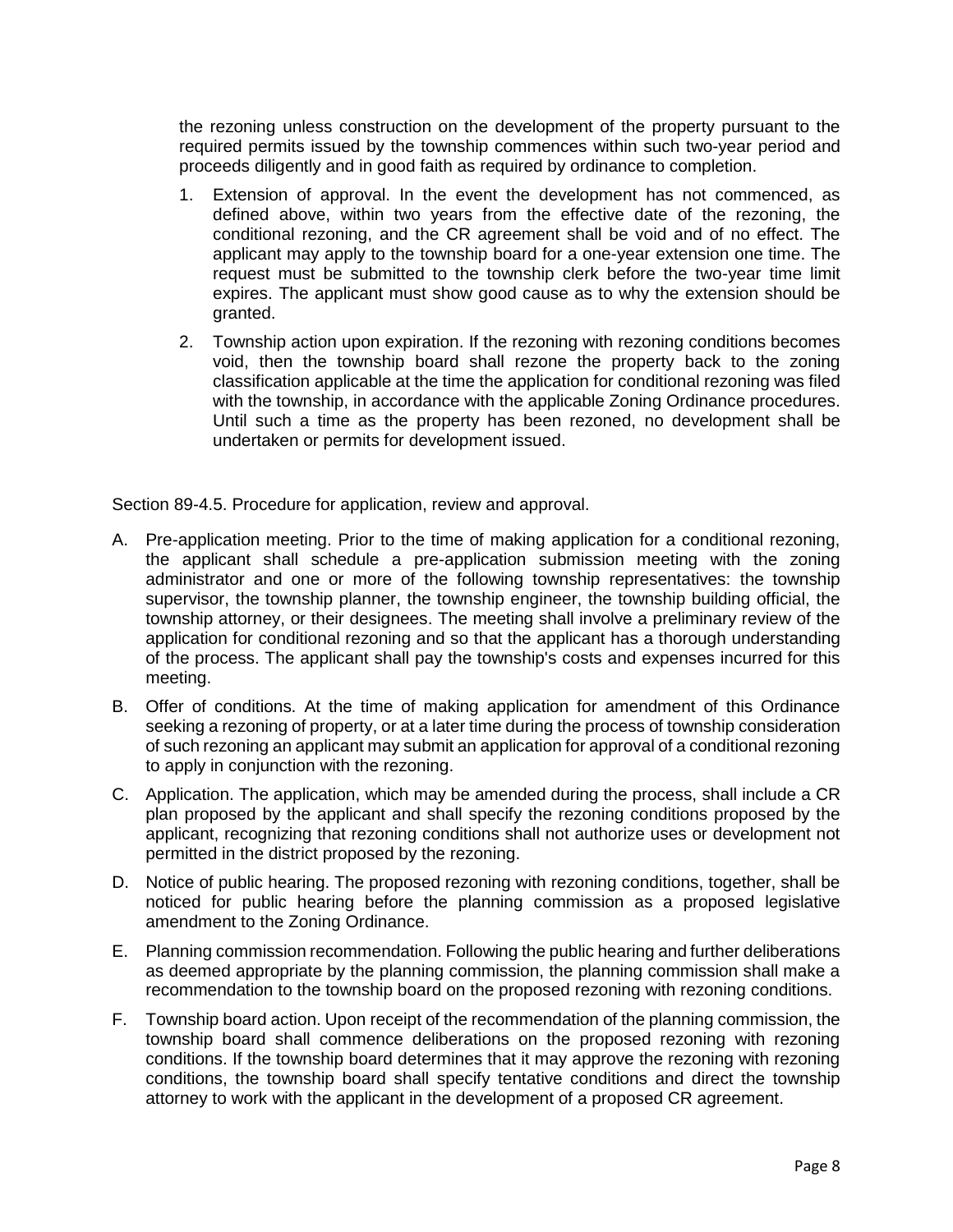the rezoning unless construction on the development of the property pursuant to the required permits issued by the township commences within such two-year period and proceeds diligently and in good faith as required by ordinance to completion.

1. Extension of approval. In the event the development has not commenced, as defined above, within two years from the effective date of the rezoning, the conditional rezoning, and the CR agreement shall be void and of no effect. The applicant may apply to the township board for a one-year extension one time. The request must be submitted to the township clerk before the two-year time limit expires. The applicant must show good cause as to why the extension should be granted.
2. Township action upon expiration. If the rezoning with rezoning conditions becomes void, then the township board shall rezone the property back to the zoning classification applicable at the time the application for conditional rezoning was filed with the township, in accordance with the applicable Zoning Ordinance procedures. Until such a time as the property has been rezoned, no development shall be undertaken or permits for development issued.

Section 89-4.5. Procedure for application, review and approval.

A. Pre-application meeting. Prior to the time of making application for a conditional rezoning, the applicant shall schedule a pre-application submission meeting with the zoning administrator and one or more of the following township representatives: the township supervisor, the township planner, the township engineer, the township building official, the township attorney, or their designees. The meeting shall involve a preliminary review of the application for conditional rezoning and so that the applicant has a thorough understanding of the process. The applicant shall pay the township's costs and expenses incurred for this meeting.

B. Offer of conditions. At the time of making application for amendment of this Ordinance seeking a rezoning of property, or at a later time during the process of township consideration of such rezoning an applicant may submit an application for approval of a conditional rezoning to apply in conjunction with the rezoning.

C. Application. The application, which may be amended during the process, shall include a CR plan proposed by the applicant and shall specify the rezoning conditions proposed by the applicant, recognizing that rezoning conditions shall not authorize uses or development not permitted in the district proposed by the rezoning.

D. Notice of public hearing. The proposed rezoning with rezoning conditions, together, shall be noticed for public hearing before the planning commission as a proposed legislative amendment to the Zoning Ordinance.

E. Planning commission recommendation. Following the public hearing and further deliberations as deemed appropriate by the planning commission, the planning commission shall make a recommendation to the township board on the proposed rezoning with rezoning conditions.

F. Township board action. Upon receipt of the recommendation of the planning commission, the township board shall commence deliberations on the proposed rezoning with rezoning conditions. If the township board determines that it may approve the rezoning with rezoning conditions, the township board shall specify tentative conditions and direct the township attorney to work with the applicant in the development of a proposed CR agreement.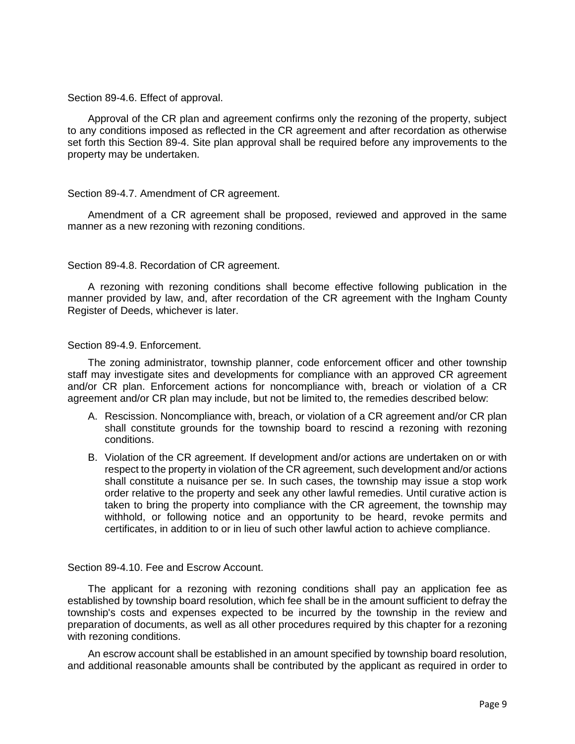### Section 89-4.6. Effect of approval.

Approval of the CR plan and agreement confirms only the rezoning of the property, subject to any conditions imposed as reflected in the CR agreement and after recordation as otherwise set forth this Section 89-4. Site plan approval shall be required before any improvements to the property may be undertaken.

### Section 89-4.7. Amendment of CR agreement.

Amendment of a CR agreement shall be proposed, reviewed and approved in the same manner as a new rezoning with rezoning conditions.

### Section 89-4.8. Recordation of CR agreement.

A rezoning with rezoning conditions shall become effective following publication in the manner provided by law, and, after recordation of the CR agreement with the Ingham County Register of Deeds, whichever is later.

### Section 89-4.9. Enforcement.

The zoning administrator, township planner, code enforcement officer and other township staff may investigate sites and developments for compliance with an approved CR agreement and/or CR plan. Enforcement actions for noncompliance with, breach or violation of a CR agreement and/or CR plan may include, but not be limited to, the remedies described below:

A. Rescission. Noncompliance with, breach, or violation of a CR agreement and/or CR plan shall constitute grounds for the township board to rescind a rezoning with rezoning conditions.

B. Violation of the CR agreement. If development and/or actions are undertaken on or with respect to the property in violation of the CR agreement, such development and/or actions shall constitute a nuisance per se. In such cases, the township may issue a stop work order relative to the property and seek any other lawful remedies. Until curative action is taken to bring the property into compliance with the CR agreement, the township may withhold, or following notice and an opportunity to be heard, revoke permits and certificates, in addition to or in lieu of such other lawful action to achieve compliance.

### Section 89-4.10. Fee and Escrow Account.

The applicant for a rezoning with rezoning conditions shall pay an application fee as established by township board resolution, which fee shall be in the amount sufficient to defray the township's costs and expenses expected to be incurred by the township in the review and preparation of documents, as well as all other procedures required by this chapter for a rezoning with rezoning conditions.

An escrow account shall be established in an amount specified by township board resolution, and additional reasonable amounts shall be contributed by the applicant as required in order to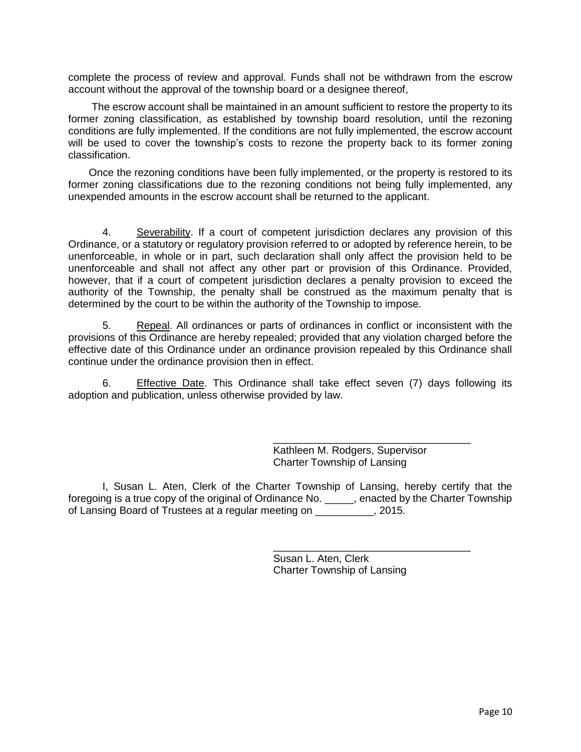complete the process of review and approval. Funds shall not be withdrawn from the escrow account without the approval of the township board or a designee thereof,

The escrow account shall be maintained in an amount sufficient to restore the property to its former zoning classification, as established by township board resolution, until the rezoning conditions are fully implemented. If the conditions are not fully implemented, the escrow account will be used to cover the township's costs to rezone the property back to its former zoning classification.

Once the rezoning conditions have been fully implemented, or the property is restored to its former zoning classifications due to the rezoning conditions not being fully implemented, any unexpended amounts in the escrow account shall be returned to the applicant.

4. Severability. If a court of competent jurisdiction declares any provision of this Ordinance, or a statutory or regulatory provision referred to or adopted by reference herein, to be unenforceable, in whole or in part, such declaration shall only affect the provision held to be unenforceable and shall not affect any other part or provision of this Ordinance. Provided, however, that if a court of competent jurisdiction declares a penalty provision to exceed the authority of the Township, the penalty shall be construed as the maximum penalty that is determined by the court to be within the authority of the Township to impose.

5. Repeal. All ordinances or parts of ordinances in conflict or inconsistent with the provisions of this Ordinance are hereby repealed; provided that any violation charged before the effective date of this Ordinance under an ordinance provision repealed by this Ordinance shall continue under the ordinance provision then in effect.

6. Effective Date. This Ordinance shall take effect seven (7) days following its adoption and publication, unless otherwise provided by law.

___________________________________
Kathleen M. Rodgers, Supervisor
Charter Township of Lansing

I, Susan L. Aten, Clerk of the Charter Township of Lansing, hereby certify that the foregoing is a true copy of the original of Ordinance No. _____, enacted by the Charter Township of Lansing Board of Trustees at a regular meeting on __________, 2015.

___________________________________
Susan L. Aten, Clerk
Charter Township of Lansing